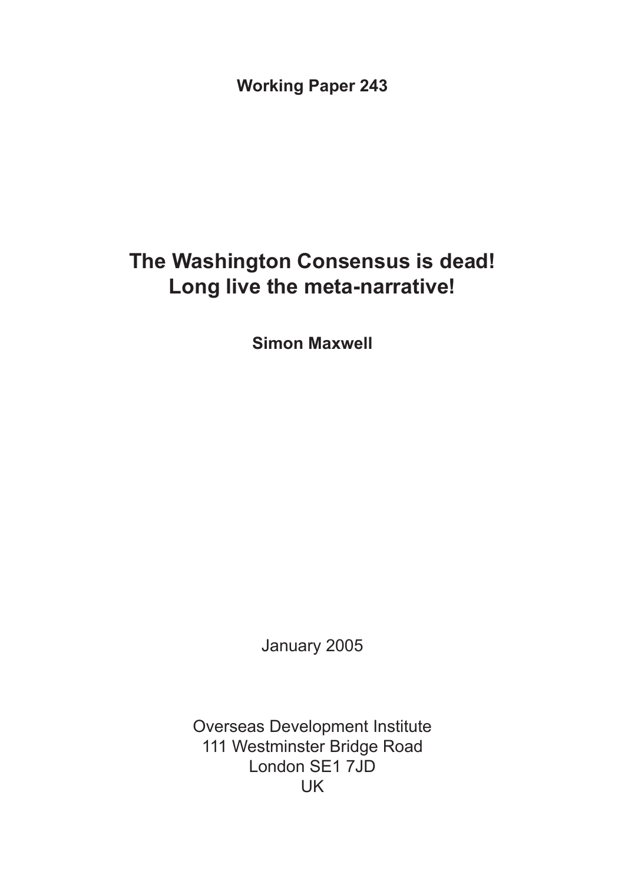**Working Paper 243**

# The Washington Consensus is dead! Long live the meta-narrative!

**Simon Maxwell**

January 2005

Overseas Development Institute
111 Westminster Bridge Road
London SE1 7JD
UK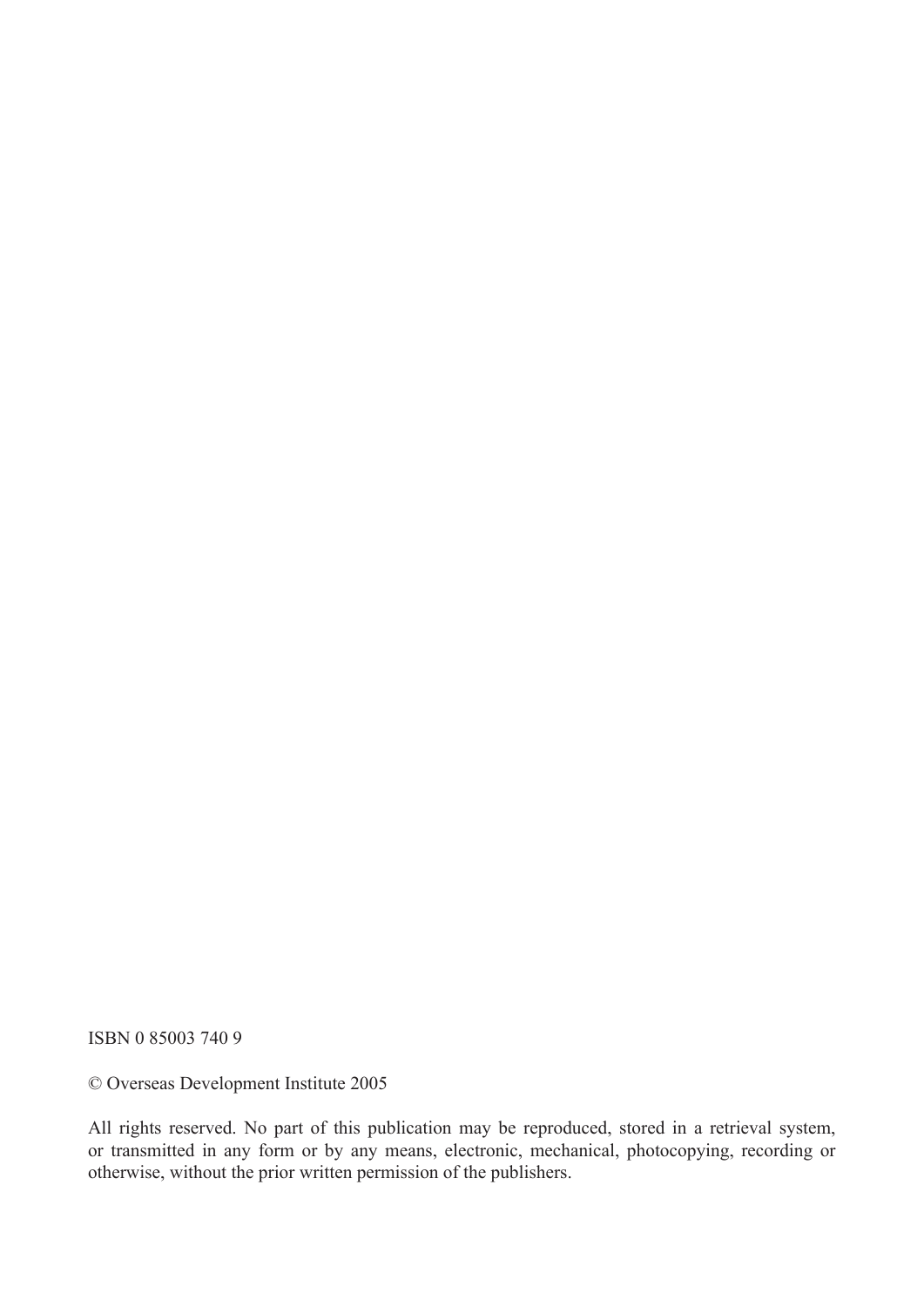ISBN 0 85003 740 9

© Overseas Development Institute 2005

All rights reserved. No part of this publication may be reproduced, stored in a retrieval system, or transmitted in any form or by any means, electronic, mechanical, photocopying, recording or otherwise, without the prior written permission of the publishers.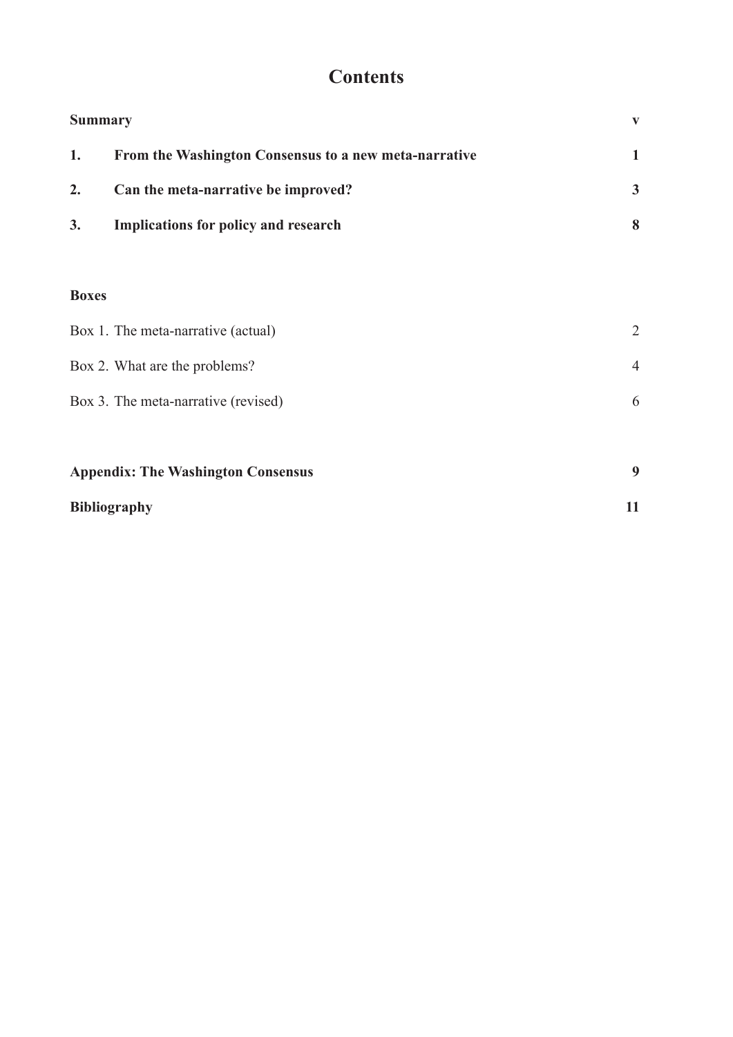# Contents

| | | |
|---|---|---|
| **Summary** | | **v** |
| **1.** | **From the Washington Consensus to a new meta-narrative** | **1** |
| **2.** | **Can the meta-narrative be improved?** | **3** |
| **3.** | **Implications for policy and research** | **8** |

**Boxes**

| | |
|---|---|
| Box 1. The meta-narrative (actual) | 2 |
| Box 2. What are the problems? | 4 |
| Box 3. The meta-narrative (revised) | 6 |

| | |
|---|---|
| **Appendix: The Washington Consensus** | **9** |
| **Bibliography** | **11** |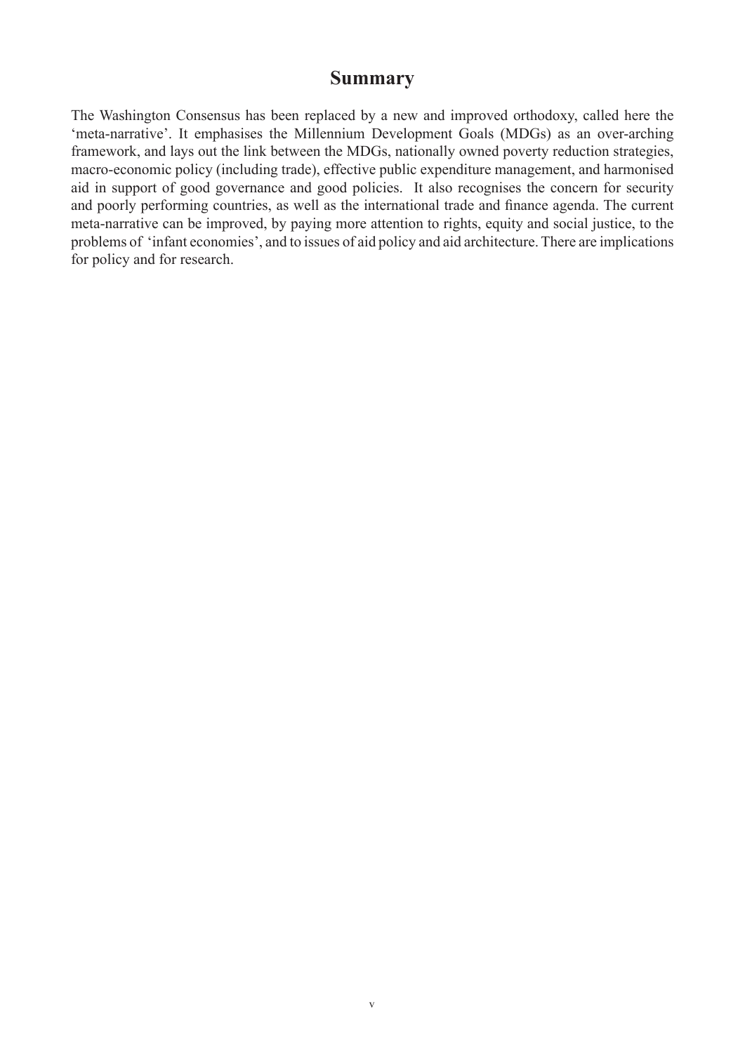# Summary

The Washington Consensus has been replaced by a new and improved orthodoxy, called here the 'meta-narrative'. It emphasises the Millennium Development Goals (MDGs) as an over-arching framework, and lays out the link between the MDGs, nationally owned poverty reduction strategies, macro-economic policy (including trade), effective public expenditure management, and harmonised aid in support of good governance and good policies. It also recognises the concern for security and poorly performing countries, as well as the international trade and finance agenda. The current meta-narrative can be improved, by paying more attention to rights, equity and social justice, to the problems of 'infant economies', and to issues of aid policy and aid architecture. There are implications for policy and for research.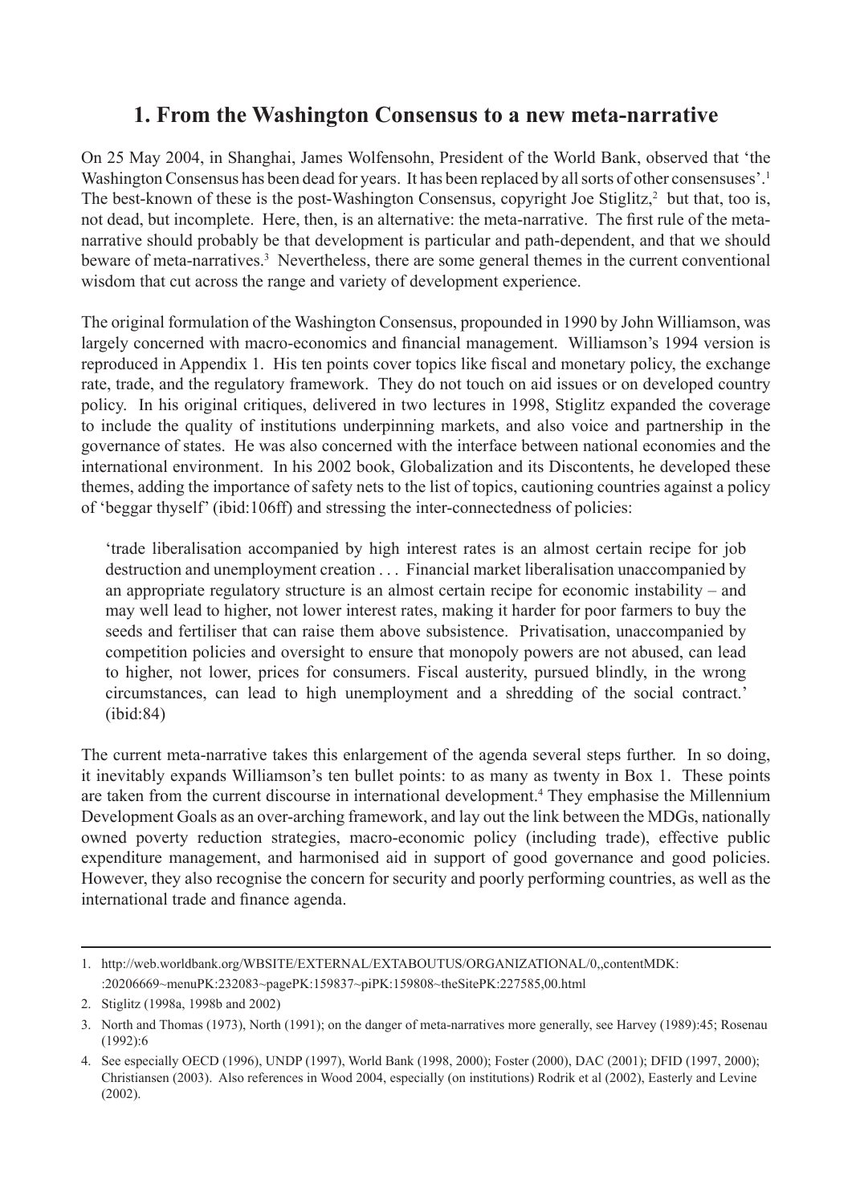# 1. From the Washington Consensus to a new meta-narrative

On 25 May 2004, in Shanghai, James Wolfensohn, President of the World Bank, observed that 'the Washington Consensus has been dead for years. It has been replaced by all sorts of other consensuses'.[1] The best-known of these is the post-Washington Consensus, copyright Joe Stiglitz,[2] but that, too is, not dead, but incomplete. Here, then, is an alternative: the meta-narrative. The first rule of the meta-narrative should probably be that development is particular and path-dependent, and that we should beware of meta-narratives.[3] Nevertheless, there are some general themes in the current conventional wisdom that cut across the range and variety of development experience.

The original formulation of the Washington Consensus, propounded in 1990 by John Williamson, was largely concerned with macro-economics and financial management. Williamson's 1994 version is reproduced in Appendix 1. His ten points cover topics like fiscal and monetary policy, the exchange rate, trade, and the regulatory framework. They do not touch on aid issues or on developed country policy. In his original critiques, delivered in two lectures in 1998, Stiglitz expanded the coverage to include the quality of institutions underpinning markets, and also voice and partnership in the governance of states. He was also concerned with the interface between national economies and the international environment. In his 2002 book, Globalization and its Discontents, he developed these themes, adding the importance of safety nets to the list of topics, cautioning countries against a policy of 'beggar thyself' (ibid:106ff) and stressing the inter-connectedness of policies:

> 'trade liberalisation accompanied by high interest rates is an almost certain recipe for job destruction and unemployment creation . . . Financial market liberalisation unaccompanied by an appropriate regulatory structure is an almost certain recipe for economic instability – and may well lead to higher, not lower interest rates, making it harder for poor farmers to buy the seeds and fertiliser that can raise them above subsistence. Privatisation, unaccompanied by competition policies and oversight to ensure that monopoly powers are not abused, can lead to higher, not lower, prices for consumers. Fiscal austerity, pursued blindly, in the wrong circumstances, can lead to high unemployment and a shredding of the social contract.' (ibid:84)

The current meta-narrative takes this enlargement of the agenda several steps further. In so doing, it inevitably expands Williamson's ten bullet points: to as many as twenty in Box 1. These points are taken from the current discourse in international development.[4] They emphasise the Millennium Development Goals as an over-arching framework, and lay out the link between the MDGs, nationally owned poverty reduction strategies, macro-economic policy (including trade), effective public expenditure management, and harmonised aid in support of good governance and good policies. However, they also recognise the concern for security and poorly performing countries, as well as the international trade and finance agenda.

---

1. http://web.worldbank.org/WBSITE/EXTERNAL/EXTABOUTUS/ORGANIZATIONAL/0,,contentMDK::20206669~menuPK:232083~pagePK:159837~piPK:159808~theSitePK:227585,00.html
2. Stiglitz (1998a, 1998b and 2002)
3. North and Thomas (1973), North (1991); on the danger of meta-narratives more generally, see Harvey (1989):45; Rosenau (1992):6
4. See especially OECD (1996), UNDP (1997), World Bank (1998, 2000); Foster (2000), DAC (2001); DFID (1997, 2000); Christiansen (2003). Also references in Wood 2004, especially (on institutions) Rodrik et al (2002), Easterly and Levine (2002).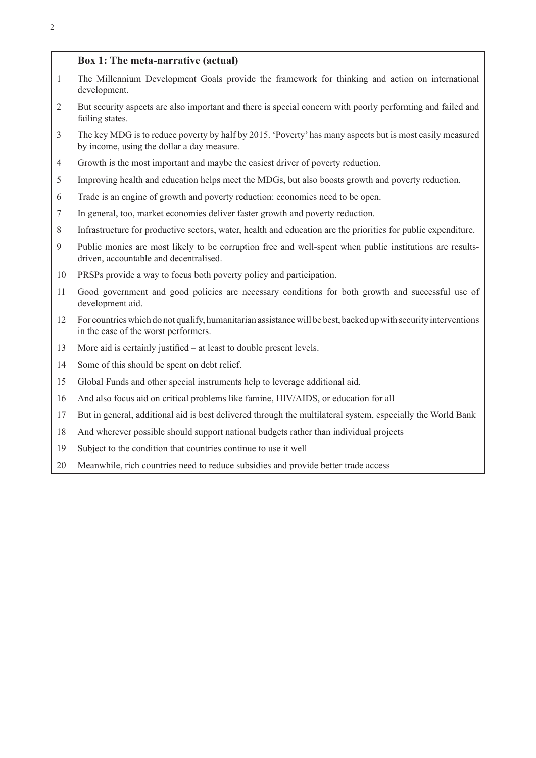**Box 1: The meta-narrative (actual)**

1. The Millennium Development Goals provide the framework for thinking and action on international development.
2. But security aspects are also important and there is special concern with poorly performing and failed and failing states.
3. The key MDG is to reduce poverty by half by 2015. 'Poverty' has many aspects but is most easily measured by income, using the dollar a day measure.
4. Growth is the most important and maybe the easiest driver of poverty reduction.
5. Improving health and education helps meet the MDGs, but also boosts growth and poverty reduction.
6. Trade is an engine of growth and poverty reduction: economies need to be open.
7. In general, too, market economies deliver faster growth and poverty reduction.
8. Infrastructure for productive sectors, water, health and education are the priorities for public expenditure.
9. Public monies are most likely to be corruption free and well-spent when public institutions are results-driven, accountable and decentralised.
10. PRSPs provide a way to focus both poverty policy and participation.
11. Good government and good policies are necessary conditions for both growth and successful use of development aid.
12. For countries which do not qualify, humanitarian assistance will be best, backed up with security interventions in the case of the worst performers.
13. More aid is certainly justified – at least to double present levels.
14. Some of this should be spent on debt relief.
15. Global Funds and other special instruments help to leverage additional aid.
16. And also focus aid on critical problems like famine, HIV/AIDS, or education for all
17. But in general, additional aid is best delivered through the multilateral system, especially the World Bank
18. And wherever possible should support national budgets rather than individual projects
19. Subject to the condition that countries continue to use it well
20. Meanwhile, rich countries need to reduce subsidies and provide better trade access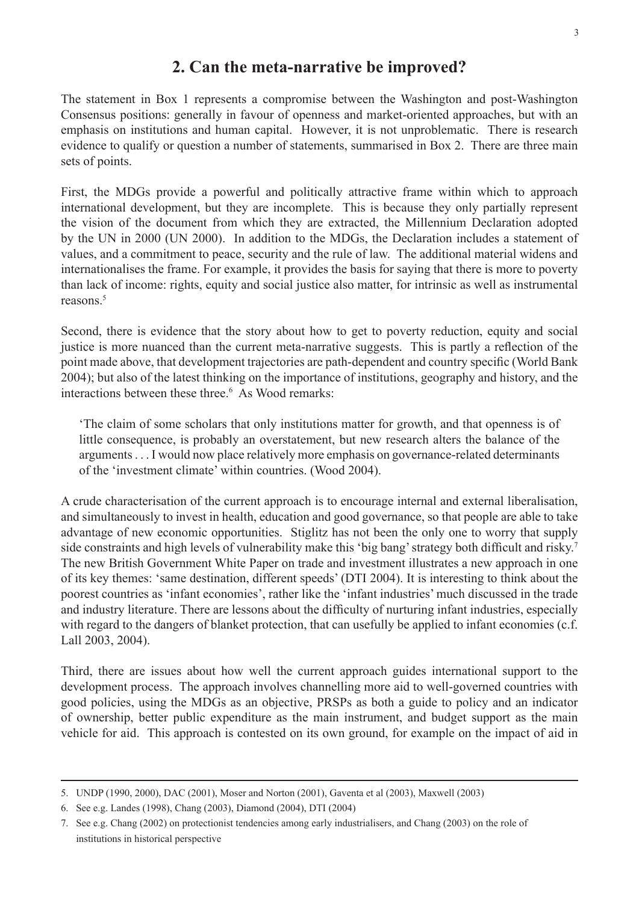## 2. Can the meta-narrative be improved?

The statement in Box 1 represents a compromise between the Washington and post-Washington Consensus positions: generally in favour of openness and market-oriented approaches, but with an emphasis on institutions and human capital. However, it is not unproblematic. There is research evidence to qualify or question a number of statements, summarised in Box 2. There are three main sets of points.

First, the MDGs provide a powerful and politically attractive frame within which to approach international development, but they are incomplete. This is because they only partially represent the vision of the document from which they are extracted, the Millennium Declaration adopted by the UN in 2000 (UN 2000). In addition to the MDGs, the Declaration includes a statement of values, and a commitment to peace, security and the rule of law. The additional material widens and internationalises the frame. For example, it provides the basis for saying that there is more to poverty than lack of income: rights, equity and social justice also matter, for intrinsic as well as instrumental reasons.[5]

Second, there is evidence that the story about how to get to poverty reduction, equity and social justice is more nuanced than the current meta-narrative suggests. This is partly a reflection of the point made above, that development trajectories are path-dependent and country specific (World Bank 2004); but also of the latest thinking on the importance of institutions, geography and history, and the interactions between these three.[6] As Wood remarks:

> 'The claim of some scholars that only institutions matter for growth, and that openness is of little consequence, is probably an overstatement, but new research alters the balance of the arguments . . . I would now place relatively more emphasis on governance-related determinants of the 'investment climate' within countries. (Wood 2004).

A crude characterisation of the current approach is to encourage internal and external liberalisation, and simultaneously to invest in health, education and good governance, so that people are able to take advantage of new economic opportunities. Stiglitz has not been the only one to worry that supply side constraints and high levels of vulnerability make this 'big bang' strategy both difficult and risky.[7] The new British Government White Paper on trade and investment illustrates a new approach in one of its key themes: 'same destination, different speeds' (DTI 2004). It is interesting to think about the poorest countries as 'infant economies', rather like the 'infant industries' much discussed in the trade and industry literature. There are lessons about the difficulty of nurturing infant industries, especially with regard to the dangers of blanket protection, that can usefully be applied to infant economies (c.f. Lall 2003, 2004).

Third, there are issues about how well the current approach guides international support to the development process. The approach involves channelling more aid to well-governed countries with good policies, using the MDGs as an objective, PRSPs as both a guide to policy and an indicator of ownership, better public expenditure as the main instrument, and budget support as the main vehicle for aid. This approach is contested on its own ground, for example on the impact of aid in

---

5. UNDP (1990, 2000), DAC (2001), Moser and Norton (2001), Gaventa et al (2003), Maxwell (2003)
6. See e.g. Landes (1998), Chang (2003), Diamond (2004), DTI (2004)
7. See e.g. Chang (2002) on protectionist tendencies among early industrialisers, and Chang (2003) on the role of institutions in historical perspective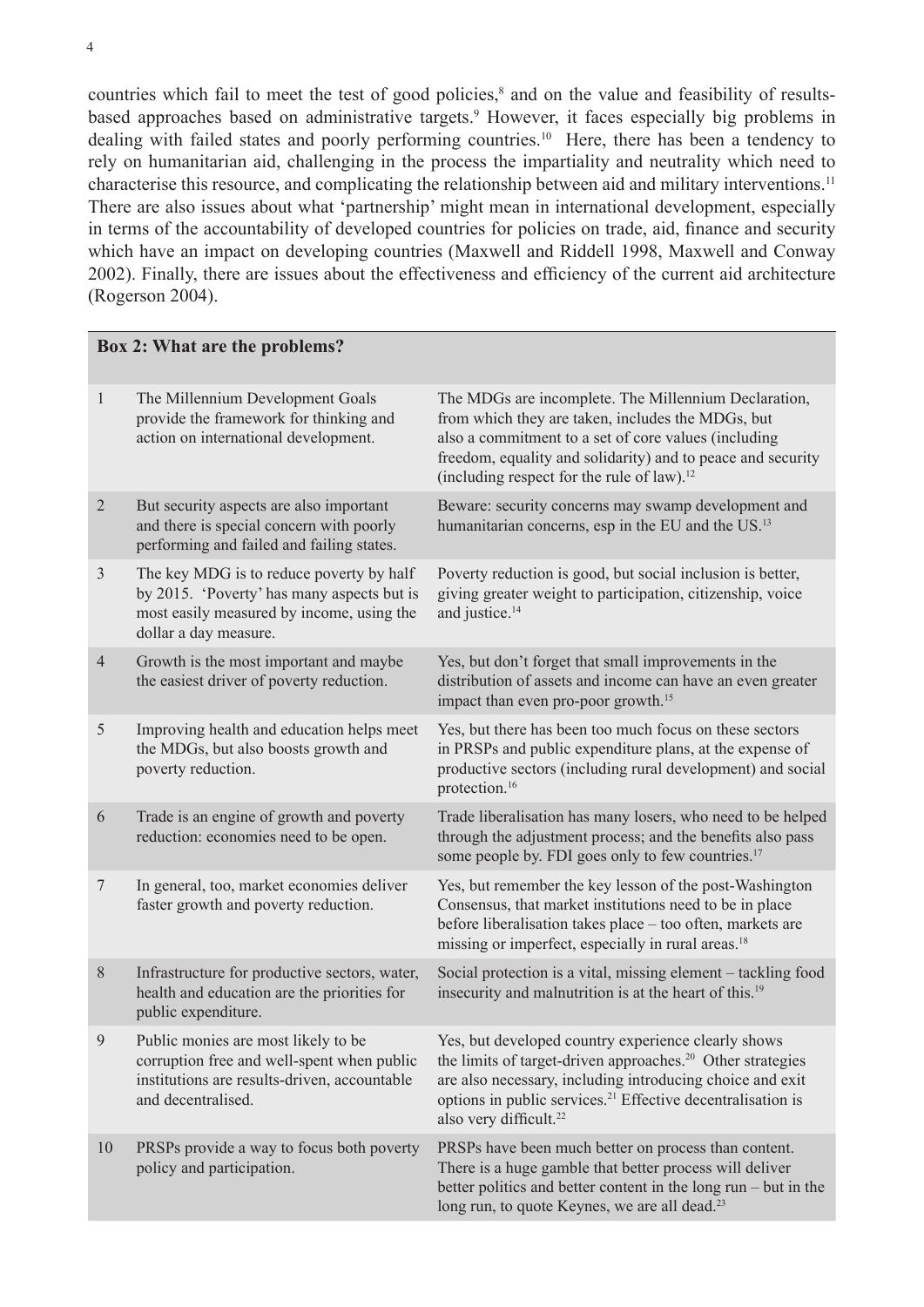countries which fail to meet the test of good policies,[8] and on the value and feasibility of results-based approaches based on administrative targets.[9] However, it faces especially big problems in dealing with failed states and poorly performing countries.[10] Here, there has been a tendency to rely on humanitarian aid, challenging in the process the impartiality and neutrality which need to characterise this resource, and complicating the relationship between aid and military interventions.[11] There are also issues about what 'partnership' might mean in international development, especially in terms of the accountability of developed countries for policies on trade, aid, finance and security which have an impact on developing countries (Maxwell and Riddell 1998, Maxwell and Conway 2002). Finally, there are issues about the effectiveness and efficiency of the current aid architecture (Rogerson 2004).

**Box 2: What are the problems?**

| | | |
|---|---|---|
| 1 | The Millennium Development Goals provide the framework for thinking and action on international development. | The MDGs are incomplete. The Millennium Declaration, from which they are taken, includes the MDGs, but also a commitment to a set of core values (including freedom, equality and solidarity) and to peace and security (including respect for the rule of law).[12] |
| 2 | But security aspects are also important and there is special concern with poorly performing and failed and failing states. | Beware: security concerns may swamp development and humanitarian concerns, esp in the EU and the US.[13] |
| 3 | The key MDG is to reduce poverty by half by 2015. 'Poverty' has many aspects but is most easily measured by income, using the dollar a day measure. | Poverty reduction is good, but social inclusion is better, giving greater weight to participation, citizenship, voice and justice.[14] |
| 4 | Growth is the most important and maybe the easiest driver of poverty reduction. | Yes, but don't forget that small improvements in the distribution of assets and income can have an even greater impact than even pro-poor growth.[15] |
| 5 | Improving health and education helps meet the MDGs, but also boosts growth and poverty reduction. | Yes, but there has been too much focus on these sectors in PRSPs and public expenditure plans, at the expense of productive sectors (including rural development) and social protection.[16] |
| 6 | Trade is an engine of growth and poverty reduction: economies need to be open. | Trade liberalisation has many losers, who need to be helped through the adjustment process; and the benefits also pass some people by. FDI goes only to few countries.[17] |
| 7 | In general, too, market economies deliver faster growth and poverty reduction. | Yes, but remember the key lesson of the post-Washington Consensus, that market institutions need to be in place before liberalisation takes place – too often, markets are missing or imperfect, especially in rural areas.[18] |
| 8 | Infrastructure for productive sectors, water, health and education are the priorities for public expenditure. | Social protection is a vital, missing element – tackling food insecurity and malnutrition is at the heart of this.[19] |
| 9 | Public monies are most likely to be corruption free and well-spent when public institutions are results-driven, accountable and decentralised. | Yes, but developed country experience clearly shows the limits of target-driven approaches.[20] Other strategies are also necessary, including introducing choice and exit options in public services.[21] Effective decentralisation is also very difficult.[22] |
| 10 | PRSPs provide a way to focus both poverty policy and participation. | PRSPs have been much better on process than content. There is a huge gamble that better process will deliver better politics and better content in the long run – but in the long run, to quote Keynes, we are all dead.[23] |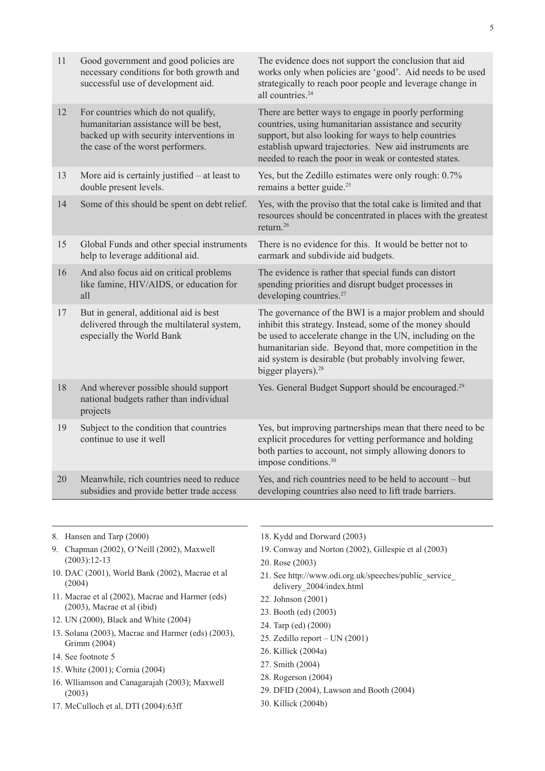| | | |
|---|---|---|
| 11 | Good government and good policies are necessary conditions for both growth and successful use of development aid. | The evidence does not support the conclusion that aid works only when policies are 'good'. Aid needs to be used strategically to reach poor people and leverage change in all countries.[24] |
| 12 | For countries which do not qualify, humanitarian assistance will be best, backed up with security interventions in the case of the worst performers. | There are better ways to engage in poorly performing countries, using humanitarian assistance and security support, but also looking for ways to help countries establish upward trajectories. New aid instruments are needed to reach the poor in weak or contested states. |
| 13 | More aid is certainly justified – at least to double present levels. | Yes, but the Zedillo estimates were only rough: 0.7% remains a better guide.[25] |
| 14 | Some of this should be spent on debt relief. | Yes, with the proviso that the total cake is limited and that resources should be concentrated in places with the greatest return.[26] |
| 15 | Global Funds and other special instruments help to leverage additional aid. | There is no evidence for this. It would be better not to earmark and subdivide aid budgets. |
| 16 | And also focus aid on critical problems like famine, HIV/AIDS, or education for all | The evidence is rather that special funds can distort spending priorities and disrupt budget processes in developing countries.[27] |
| 17 | But in general, additional aid is best delivered through the multilateral system, especially the World Bank | The governance of the BWI is a major problem and should inhibit this strategy. Instead, some of the money should be used to accelerate change in the UN, including on the humanitarian side. Beyond that, more competition in the aid system is desirable (but probably involving fewer, bigger players).[28] |
| 18 | And wherever possible should support national budgets rather than individual projects | Yes. General Budget Support should be encouraged.[29] |
| 19 | Subject to the condition that countries continue to use it well | Yes, but improving partnerships mean that there need to be explicit procedures for vetting performance and holding both parties to account, not simply allowing donors to impose conditions.[30] |
| 20 | Meanwhile, rich countries need to reduce subsidies and provide better trade access | Yes, and rich countries need to be held to account – but developing countries also need to lift trade barriers. |

8. Hansen and Tarp (2000)
9. Chapman (2002), O'Neill (2002), Maxwell (2003):12-13
10. DAC (2001), World Bank (2002), Macrae et al (2004)
11. Macrae et al (2002), Macrae and Harmer (eds) (2003), Macrae et al (ibid)
12. UN (2000), Black and White (2004)
13. Solana (2003), Macrae and Harmer (eds) (2003), Grimm (2004)
14. See footnote 5
15. White (2001); Cornia (2004)
16. Wlliamson and Canagarajah (2003); Maxwell (2003)
17. McCulloch et al, DTI (2004):63ff
18. Kydd and Dorward (2003)
19. Conway and Norton (2002), Gillespie et al (2003)
20. Rose (2003)
21. See http://www.odi.org.uk/speeches/public_service_delivery_2004/index.html
22. Johnson (2001)
23. Booth (ed) (2003)
24. Tarp (ed) (2000)
25. Zedillo report – UN (2001)
26. Killick (2004a)
27. Smith (2004)
28. Rogerson (2004)
29. DFID (2004), Lawson and Booth (2004)
30. Killick (2004b)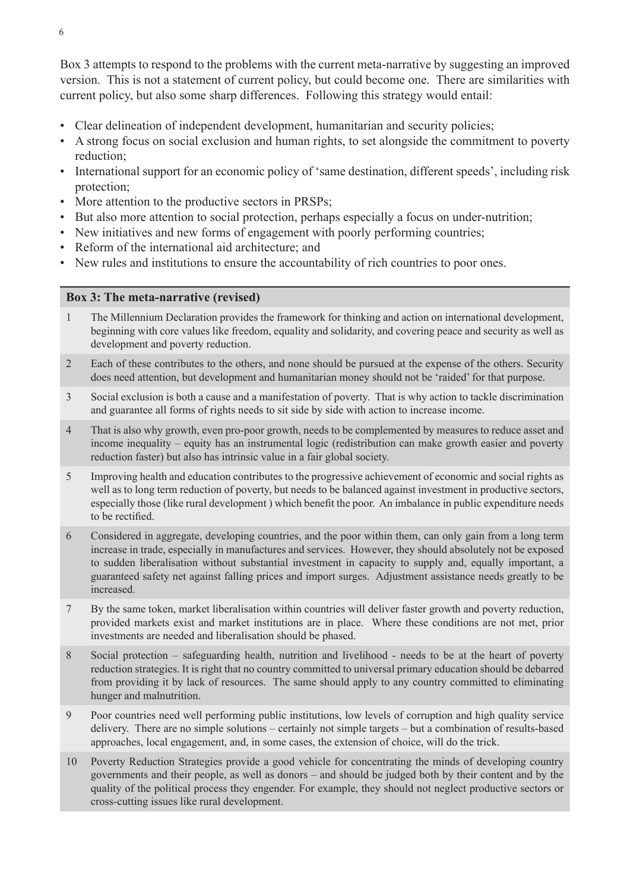Box 3 attempts to respond to the problems with the current meta-narrative by suggesting an improved version. This is not a statement of current policy, but could become one. There are similarities with current policy, but also some sharp differences. Following this strategy would entail:

- Clear delineation of independent development, humanitarian and security policies;
- A strong focus on social exclusion and human rights, to set alongside the commitment to poverty reduction;
- International support for an economic policy of 'same destination, different speeds', including risk protection;
- More attention to the productive sectors in PRSPs;
- But also more attention to social protection, perhaps especially a focus on under-nutrition;
- New initiatives and new forms of engagement with poorly performing countries;
- Reform of the international aid architecture; and
- New rules and institutions to ensure the accountability of rich countries to poor ones.

| **Box 3: The meta-narrative (revised)** | |
|---|---|
| 1 | The Millennium Declaration provides the framework for thinking and action on international development, beginning with core values like freedom, equality and solidarity, and covering peace and security as well as development and poverty reduction. |
| 2 | Each of these contributes to the others, and none should be pursued at the expense of the others. Security does need attention, but development and humanitarian money should not be 'raided' for that purpose. |
| 3 | Social exclusion is both a cause and a manifestation of poverty. That is why action to tackle discrimination and guarantee all forms of rights needs to sit side by side with action to increase income. |
| 4 | That is also why growth, even pro-poor growth, needs to be complemented by measures to reduce asset and income inequality – equity has an instrumental logic (redistribution can make growth easier and poverty reduction faster) but also has intrinsic value in a fair global society. |
| 5 | Improving health and education contributes to the progressive achievement of economic and social rights as well as to long term reduction of poverty, but needs to be balanced against investment in productive sectors, especially those (like rural development ) which benefit the poor. An imbalance in public expenditure needs to be rectified. |
| 6 | Considered in aggregate, developing countries, and the poor within them, can only gain from a long term increase in trade, especially in manufactures and services. However, they should absolutely not be exposed to sudden liberalisation without substantial investment in capacity to supply and, equally important, a guaranteed safety net against falling prices and import surges. Adjustment assistance needs greatly to be increased. |
| 7 | By the same token, market liberalisation within countries will deliver faster growth and poverty reduction, provided markets exist and market institutions are in place. Where these conditions are not met, prior investments are needed and liberalisation should be phased. |
| 8 | Social protection – safeguarding health, nutrition and livelihood - needs to be at the heart of poverty reduction strategies. It is right that no country committed to universal primary education should be debarred from providing it by lack of resources. The same should apply to any country committed to eliminating hunger and malnutrition. |
| 9 | Poor countries need well performing public institutions, low levels of corruption and high quality service delivery. There are no simple solutions – certainly not simple targets – but a combination of results-based approaches, local engagement, and, in some cases, the extension of choice, will do the trick. |
| 10 | Poverty Reduction Strategies provide a good vehicle for concentrating the minds of developing country governments and their people, as well as donors – and should be judged both by their content and by the quality of the political process they engender. For example, they should not neglect productive sectors or cross-cutting issues like rural development. |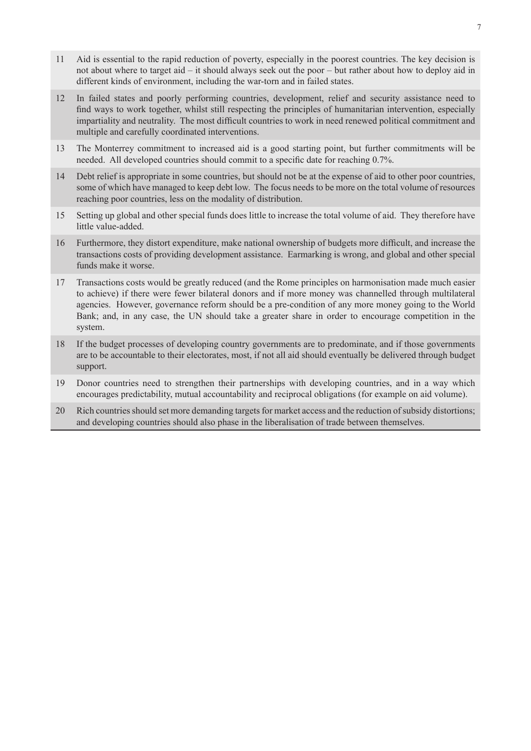11 Aid is essential to the rapid reduction of poverty, especially in the poorest countries. The key decision is not about where to target aid – it should always seek out the poor – but rather about how to deploy aid in different kinds of environment, including the war-torn and in failed states.

12 In failed states and poorly performing countries, development, relief and security assistance need to find ways to work together, whilst still respecting the principles of humanitarian intervention, especially impartiality and neutrality. The most difficult countries to work in need renewed political commitment and multiple and carefully coordinated interventions.

13 The Monterrey commitment to increased aid is a good starting point, but further commitments will be needed. All developed countries should commit to a specific date for reaching 0.7%.

14 Debt relief is appropriate in some countries, but should not be at the expense of aid to other poor countries, some of which have managed to keep debt low. The focus needs to be more on the total volume of resources reaching poor countries, less on the modality of distribution.

15 Setting up global and other special funds does little to increase the total volume of aid. They therefore have little value-added.

16 Furthermore, they distort expenditure, make national ownership of budgets more difficult, and increase the transactions costs of providing development assistance. Earmarking is wrong, and global and other special funds make it worse.

17 Transactions costs would be greatly reduced (and the Rome principles on harmonisation made much easier to achieve) if there were fewer bilateral donors and if more money was channelled through multilateral agencies. However, governance reform should be a pre-condition of any more money going to the World Bank; and, in any case, the UN should take a greater share in order to encourage competition in the system.

18 If the budget processes of developing country governments are to predominate, and if those governments are to be accountable to their electorates, most, if not all aid should eventually be delivered through budget support.

19 Donor countries need to strengthen their partnerships with developing countries, and in a way which encourages predictability, mutual accountability and reciprocal obligations (for example on aid volume).

20 Rich countries should set more demanding targets for market access and the reduction of subsidy distortions; and developing countries should also phase in the liberalisation of trade between themselves.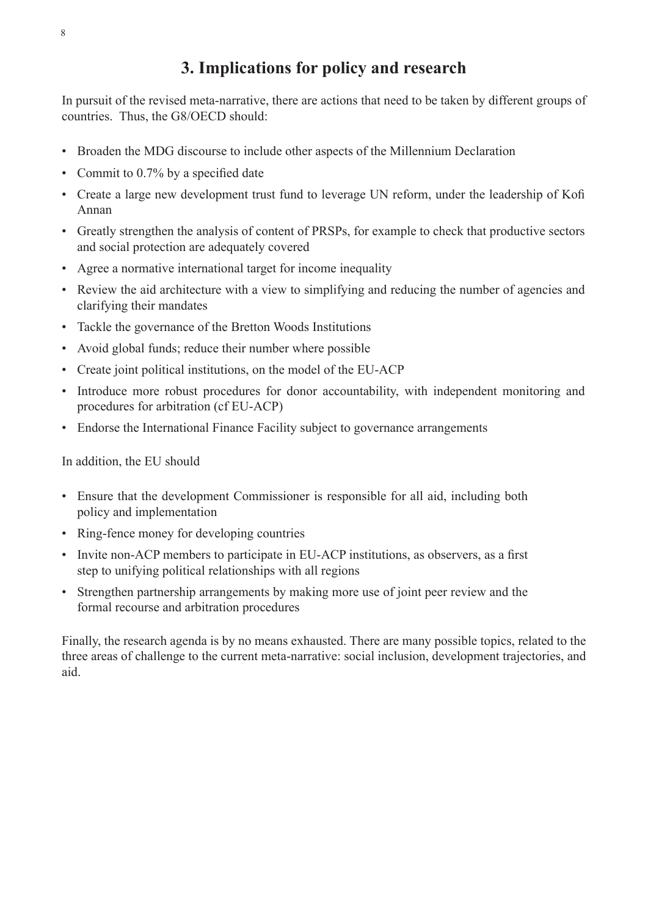## 3. Implications for policy and research

In pursuit of the revised meta-narrative, there are actions that need to be taken by different groups of countries. Thus, the G8/OECD should:

- Broaden the MDG discourse to include other aspects of the Millennium Declaration
- Commit to 0.7% by a specified date
- Create a large new development trust fund to leverage UN reform, under the leadership of Kofi Annan
- Greatly strengthen the analysis of content of PRSPs, for example to check that productive sectors and social protection are adequately covered
- Agree a normative international target for income inequality
- Review the aid architecture with a view to simplifying and reducing the number of agencies and clarifying their mandates
- Tackle the governance of the Bretton Woods Institutions
- Avoid global funds; reduce their number where possible
- Create joint political institutions, on the model of the EU-ACP
- Introduce more robust procedures for donor accountability, with independent monitoring and procedures for arbitration (cf EU-ACP)
- Endorse the International Finance Facility subject to governance arrangements

In addition, the EU should

- Ensure that the development Commissioner is responsible for all aid, including both policy and implementation
- Ring-fence money for developing countries
- Invite non-ACP members to participate in EU-ACP institutions, as observers, as a first step to unifying political relationships with all regions
- Strengthen partnership arrangements by making more use of joint peer review and the formal recourse and arbitration procedures

Finally, the research agenda is by no means exhausted. There are many possible topics, related to the three areas of challenge to the current meta-narrative: social inclusion, development trajectories, and aid.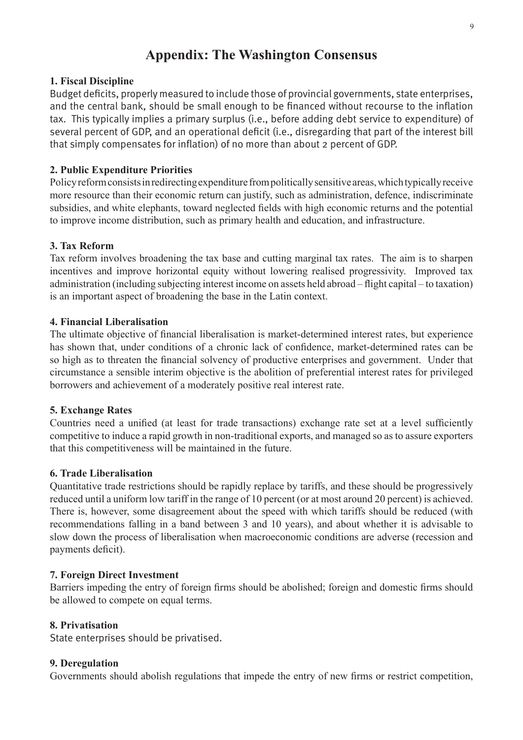# Appendix: The Washington Consensus

**1. Fiscal Discipline**

Budget deficits, properly measured to include those of provincial governments, state enterprises, and the central bank, should be small enough to be financed without recourse to the inflation tax. This typically implies a primary surplus (i.e., before adding debt service to expenditure) of several percent of GDP, and an operational deficit (i.e., disregarding that part of the interest bill that simply compensates for inflation) of no more than about 2 percent of GDP.

**2. Public Expenditure Priorities**

Policy reform consists in redirecting expenditure from politically sensitive areas, which typically receive more resource than their economic return can justify, such as administration, defence, indiscriminate subsidies, and white elephants, toward neglected fields with high economic returns and the potential to improve income distribution, such as primary health and education, and infrastructure.

**3. Tax Reform**

Tax reform involves broadening the tax base and cutting marginal tax rates. The aim is to sharpen incentives and improve horizontal equity without lowering realised progressivity. Improved tax administration (including subjecting interest income on assets held abroad – flight capital – to taxation) is an important aspect of broadening the base in the Latin context.

**4. Financial Liberalisation**

The ultimate objective of financial liberalisation is market-determined interest rates, but experience has shown that, under conditions of a chronic lack of confidence, market-determined rates can be so high as to threaten the financial solvency of productive enterprises and government. Under that circumstance a sensible interim objective is the abolition of preferential interest rates for privileged borrowers and achievement of a moderately positive real interest rate.

**5. Exchange Rates**

Countries need a unified (at least for trade transactions) exchange rate set at a level sufficiently competitive to induce a rapid growth in non-traditional exports, and managed so as to assure exporters that this competitiveness will be maintained in the future.

**6. Trade Liberalisation**

Quantitative trade restrictions should be rapidly replace by tariffs, and these should be progressively reduced until a uniform low tariff in the range of 10 percent (or at most around 20 percent) is achieved. There is, however, some disagreement about the speed with which tariffs should be reduced (with recommendations falling in a band between 3 and 10 years), and about whether it is advisable to slow down the process of liberalisation when macroeconomic conditions are adverse (recession and payments deficit).

**7. Foreign Direct Investment**

Barriers impeding the entry of foreign firms should be abolished; foreign and domestic firms should be allowed to compete on equal terms.

**8. Privatisation**

State enterprises should be privatised.

**9. Deregulation**

Governments should abolish regulations that impede the entry of new firms or restrict competition,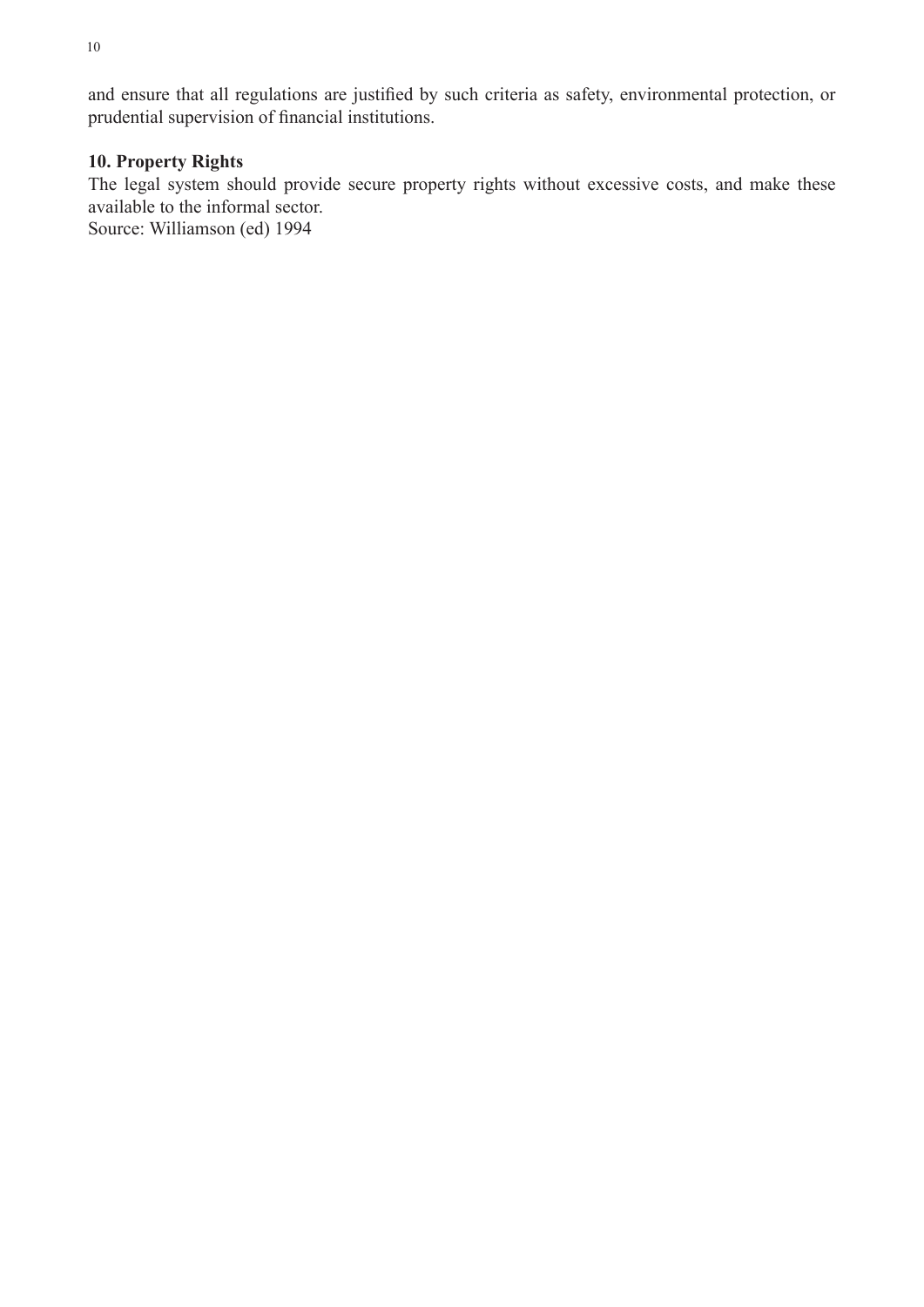and ensure that all regulations are justified by such criteria as safety, environmental protection, or prudential supervision of financial institutions.

**10. Property Rights**

The legal system should provide secure property rights without excessive costs, and make these available to the informal sector.

Source: Williamson (ed) 1994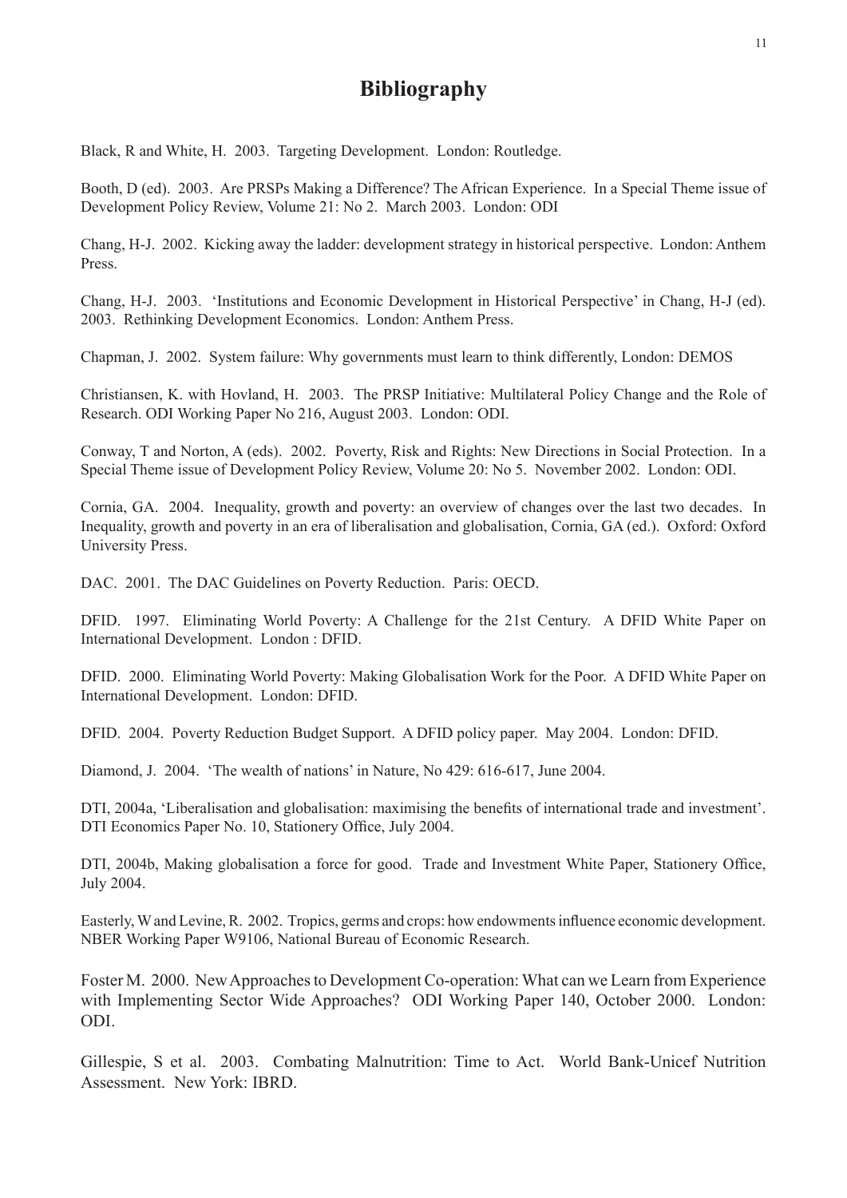# Bibliography

Black, R and White, H. 2003. Targeting Development. London: Routledge.

Booth, D (ed). 2003. Are PRSPs Making a Difference? The African Experience. In a Special Theme issue of Development Policy Review, Volume 21: No 2. March 2003. London: ODI

Chang, H-J. 2002. Kicking away the ladder: development strategy in historical perspective. London: Anthem Press.

Chang, H-J. 2003. 'Institutions and Economic Development in Historical Perspective' in Chang, H-J (ed). 2003. Rethinking Development Economics. London: Anthem Press.

Chapman, J. 2002. System failure: Why governments must learn to think differently, London: DEMOS

Christiansen, K. with Hovland, H. 2003. The PRSP Initiative: Multilateral Policy Change and the Role of Research. ODI Working Paper No 216, August 2003. London: ODI.

Conway, T and Norton, A (eds). 2002. Poverty, Risk and Rights: New Directions in Social Protection. In a Special Theme issue of Development Policy Review, Volume 20: No 5. November 2002. London: ODI.

Cornia, GA. 2004. Inequality, growth and poverty: an overview of changes over the last two decades. In Inequality, growth and poverty in an era of liberalisation and globalisation, Cornia, GA (ed.). Oxford: Oxford University Press.

DAC. 2001. The DAC Guidelines on Poverty Reduction. Paris: OECD.

DFID. 1997. Eliminating World Poverty: A Challenge for the 21st Century. A DFID White Paper on International Development. London : DFID.

DFID. 2000. Eliminating World Poverty: Making Globalisation Work for the Poor. A DFID White Paper on International Development. London: DFID.

DFID. 2004. Poverty Reduction Budget Support. A DFID policy paper. May 2004. London: DFID.

Diamond, J. 2004. 'The wealth of nations' in Nature, No 429: 616-617, June 2004.

DTI, 2004a, 'Liberalisation and globalisation: maximising the benefits of international trade and investment'. DTI Economics Paper No. 10, Stationery Office, July 2004.

DTI, 2004b, Making globalisation a force for good. Trade and Investment White Paper, Stationery Office, July 2004.

Easterly, W and Levine, R. 2002. Tropics, germs and crops: how endowments influence economic development. NBER Working Paper W9106, National Bureau of Economic Research.

Foster M. 2000. New Approaches to Development Co-operation: What can we Learn from Experience with Implementing Sector Wide Approaches? ODI Working Paper 140, October 2000. London: ODI.

Gillespie, S et al. 2003. Combating Malnutrition: Time to Act. World Bank-Unicef Nutrition Assessment. New York: IBRD.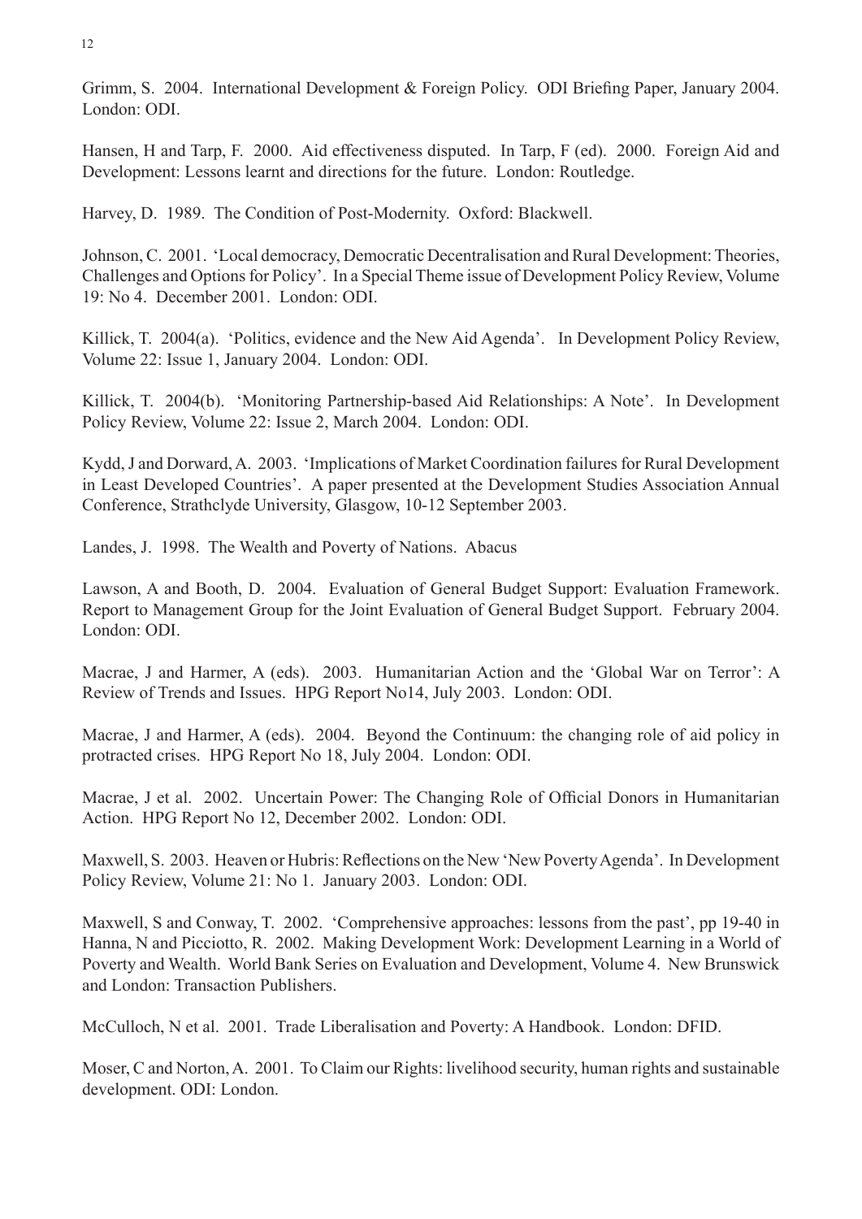Grimm, S. 2004. International Development & Foreign Policy. ODI Briefing Paper, January 2004. London: ODI.

Hansen, H and Tarp, F. 2000. Aid effectiveness disputed. In Tarp, F (ed). 2000. Foreign Aid and Development: Lessons learnt and directions for the future. London: Routledge.

Harvey, D. 1989. The Condition of Post-Modernity. Oxford: Blackwell.

Johnson, C. 2001. 'Local democracy, Democratic Decentralisation and Rural Development: Theories, Challenges and Options for Policy'. In a Special Theme issue of Development Policy Review, Volume 19: No 4. December 2001. London: ODI.

Killick, T. 2004(a). 'Politics, evidence and the New Aid Agenda'. In Development Policy Review, Volume 22: Issue 1, January 2004. London: ODI.

Killick, T. 2004(b). 'Monitoring Partnership-based Aid Relationships: A Note'. In Development Policy Review, Volume 22: Issue 2, March 2004. London: ODI.

Kydd, J and Dorward, A. 2003. 'Implications of Market Coordination failures for Rural Development in Least Developed Countries'. A paper presented at the Development Studies Association Annual Conference, Strathclyde University, Glasgow, 10-12 September 2003.

Landes, J. 1998. The Wealth and Poverty of Nations. Abacus

Lawson, A and Booth, D. 2004. Evaluation of General Budget Support: Evaluation Framework. Report to Management Group for the Joint Evaluation of General Budget Support. February 2004. London: ODI.

Macrae, J and Harmer, A (eds). 2003. Humanitarian Action and the 'Global War on Terror': A Review of Trends and Issues. HPG Report No14, July 2003. London: ODI.

Macrae, J and Harmer, A (eds). 2004. Beyond the Continuum: the changing role of aid policy in protracted crises. HPG Report No 18, July 2004. London: ODI.

Macrae, J et al. 2002. Uncertain Power: The Changing Role of Official Donors in Humanitarian Action. HPG Report No 12, December 2002. London: ODI.

Maxwell, S. 2003. Heaven or Hubris: Reflections on the New 'New Poverty Agenda'. In Development Policy Review, Volume 21: No 1. January 2003. London: ODI.

Maxwell, S and Conway, T. 2002. 'Comprehensive approaches: lessons from the past', pp 19-40 in Hanna, N and Picciotto, R. 2002. Making Development Work: Development Learning in a World of Poverty and Wealth. World Bank Series on Evaluation and Development, Volume 4. New Brunswick and London: Transaction Publishers.

McCulloch, N et al. 2001. Trade Liberalisation and Poverty: A Handbook. London: DFID.

Moser, C and Norton, A. 2001. To Claim our Rights: livelihood security, human rights and sustainable development. ODI: London.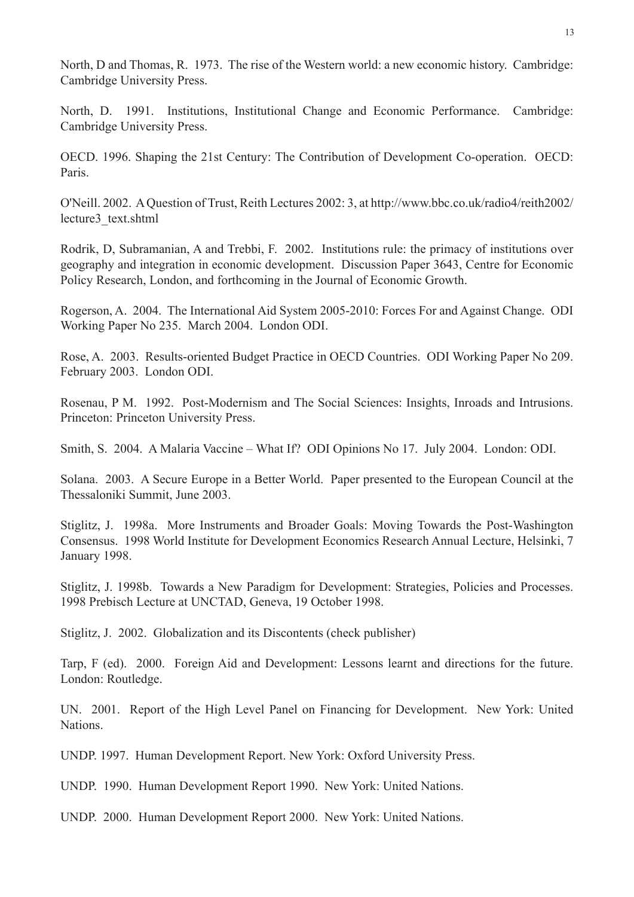North, D and Thomas, R. 1973. The rise of the Western world: a new economic history. Cambridge: Cambridge University Press.

North, D. 1991. Institutions, Institutional Change and Economic Performance. Cambridge: Cambridge University Press.

OECD. 1996. Shaping the 21st Century: The Contribution of Development Co-operation. OECD: Paris.

O'Neill. 2002. A Question of Trust, Reith Lectures 2002: 3, at http://www.bbc.co.uk/radio4/reith2002/lecture3_text.shtml

Rodrik, D, Subramanian, A and Trebbi, F. 2002. Institutions rule: the primacy of institutions over geography and integration in economic development. Discussion Paper 3643, Centre for Economic Policy Research, London, and forthcoming in the Journal of Economic Growth.

Rogerson, A. 2004. The International Aid System 2005-2010: Forces For and Against Change. ODI Working Paper No 235. March 2004. London ODI.

Rose, A. 2003. Results-oriented Budget Practice in OECD Countries. ODI Working Paper No 209. February 2003. London ODI.

Rosenau, P M. 1992. Post-Modernism and The Social Sciences: Insights, Inroads and Intrusions. Princeton: Princeton University Press.

Smith, S. 2004. A Malaria Vaccine – What If? ODI Opinions No 17. July 2004. London: ODI.

Solana. 2003. A Secure Europe in a Better World. Paper presented to the European Council at the Thessaloniki Summit, June 2003.

Stiglitz, J. 1998a. More Instruments and Broader Goals: Moving Towards the Post-Washington Consensus. 1998 World Institute for Development Economics Research Annual Lecture, Helsinki, 7 January 1998.

Stiglitz, J. 1998b. Towards a New Paradigm for Development: Strategies, Policies and Processes. 1998 Prebisch Lecture at UNCTAD, Geneva, 19 October 1998.

Stiglitz, J. 2002. Globalization and its Discontents (check publisher)

Tarp, F (ed). 2000. Foreign Aid and Development: Lessons learnt and directions for the future. London: Routledge.

UN. 2001. Report of the High Level Panel on Financing for Development. New York: United Nations.

UNDP. 1997. Human Development Report. New York: Oxford University Press.

UNDP. 1990. Human Development Report 1990. New York: United Nations.

UNDP. 2000. Human Development Report 2000. New York: United Nations.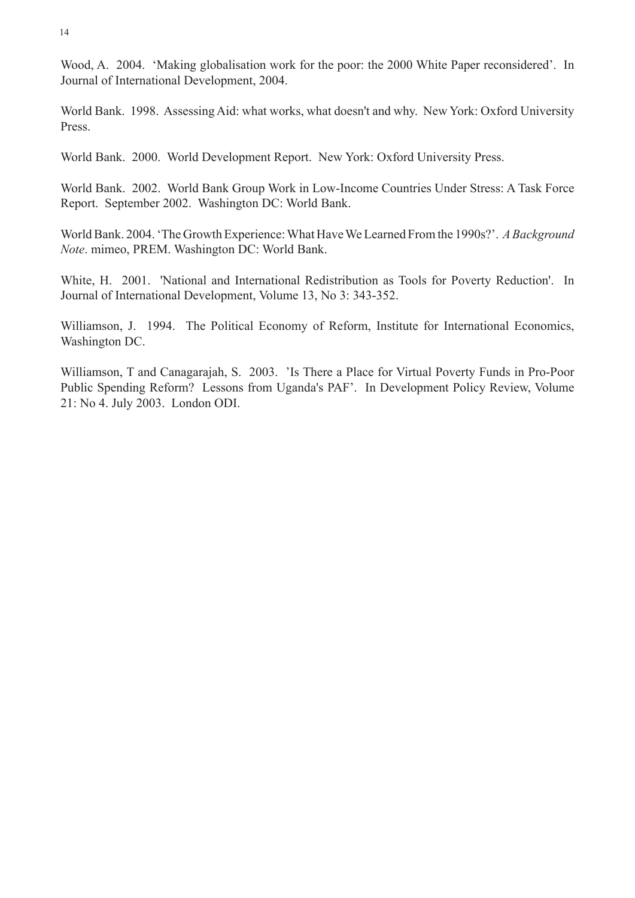Wood, A. 2004. 'Making globalisation work for the poor: the 2000 White Paper reconsidered'. In Journal of International Development, 2004.

World Bank. 1998. Assessing Aid: what works, what doesn't and why. New York: Oxford University Press.

World Bank. 2000. World Development Report. New York: Oxford University Press.

World Bank. 2002. World Bank Group Work in Low-Income Countries Under Stress: A Task Force Report. September 2002. Washington DC: World Bank.

World Bank. 2004. 'The Growth Experience: What Have We Learned From the 1990s?'. *A Background Note*. mimeo, PREM. Washington DC: World Bank.

White, H. 2001. 'National and International Redistribution as Tools for Poverty Reduction'. In Journal of International Development, Volume 13, No 3: 343-352.

Williamson, J. 1994. The Political Economy of Reform, Institute for International Economics, Washington DC.

Williamson, T and Canagarajah, S. 2003. 'Is There a Place for Virtual Poverty Funds in Pro-Poor Public Spending Reform? Lessons from Uganda's PAF'. In Development Policy Review, Volume 21: No 4. July 2003. London ODI.